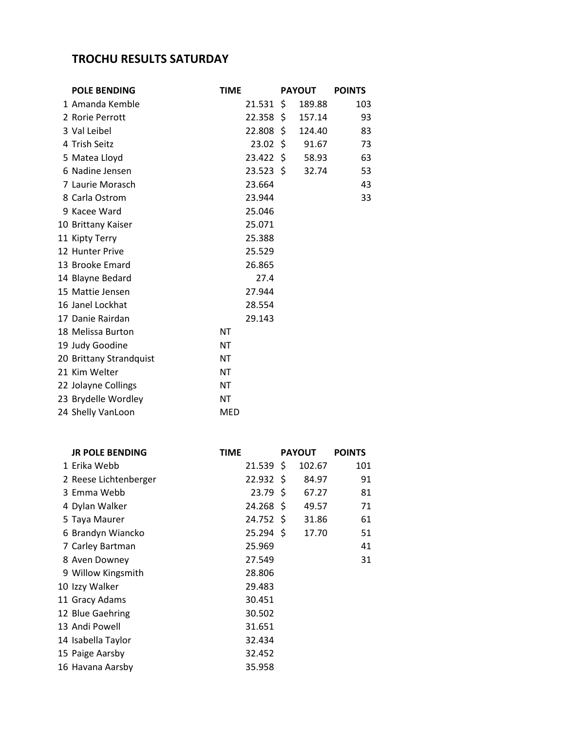# TROCHU RESULTS SATURDAY

| | POLE BENDING | TIME | PAYOUT | POINTS |
|---|---|---|---|---|
| 1 | Amanda Kemble | 21.531 | $ 189.88 | 103 |
| 2 | Rorie Perrott | 22.358 | $ 157.14 | 93 |
| 3 | Val Leibel | 22.808 | $ 124.40 | 83 |
| 4 | Trish Seitz | 23.02 | $ 91.67 | 73 |
| 5 | Matea Lloyd | 23.422 | $ 58.93 | 63 |
| 6 | Nadine Jensen | 23.523 | $ 32.74 | 53 |
| 7 | Laurie Morasch | 23.664 | | 43 |
| 8 | Carla Ostrom | 23.944 | | 33 |
| 9 | Kacee Ward | 25.046 | | |
| 10 | Brittany Kaiser | 25.071 | | |
| 11 | Kipty Terry | 25.388 | | |
| 12 | Hunter Prive | 25.529 | | |
| 13 | Brooke Emard | 26.865 | | |
| 14 | Blayne Bedard | 27.4 | | |
| 15 | Mattie Jensen | 27.944 | | |
| 16 | Janel Lockhat | 28.554 | | |
| 17 | Danie Rairdan | 29.143 | | |
| 18 | Melissa Burton | NT | | |
| 19 | Judy Goodine | NT | | |
| 20 | Brittany Strandquist | NT | | |
| 21 | Kim Welter | NT | | |
| 22 | Jolayne Collings | NT | | |
| 23 | Brydelle Wordley | NT | | |
| 24 | Shelly VanLoon | MED | | |

| | JR POLE BENDING | TIME | PAYOUT | POINTS |
|---|---|---|---|---|
| 1 | Erika Webb | 21.539 | $ 102.67 | 101 |
| 2 | Reese Lichtenberger | 22.932 | $ 84.97 | 91 |
| 3 | Emma Webb | 23.79 | $ 67.27 | 81 |
| 4 | Dylan Walker | 24.268 | $ 49.57 | 71 |
| 5 | Taya Maurer | 24.752 | $ 31.86 | 61 |
| 6 | Brandyn Wiancko | 25.294 | $ 17.70 | 51 |
| 7 | Carley Bartman | 25.969 | | 41 |
| 8 | Aven Downey | 27.549 | | 31 |
| 9 | Willow Kingsmith | 28.806 | | |
| 10 | Izzy Walker | 29.483 | | |
| 11 | Gracy Adams | 30.451 | | |
| 12 | Blue Gaehring | 30.502 | | |
| 13 | Andi Powell | 31.651 | | |
| 14 | Isabella Taylor | 32.434 | | |
| 15 | Paige Aarsby | 32.452 | | |
| 16 | Havana Aarsby | 35.958 | | |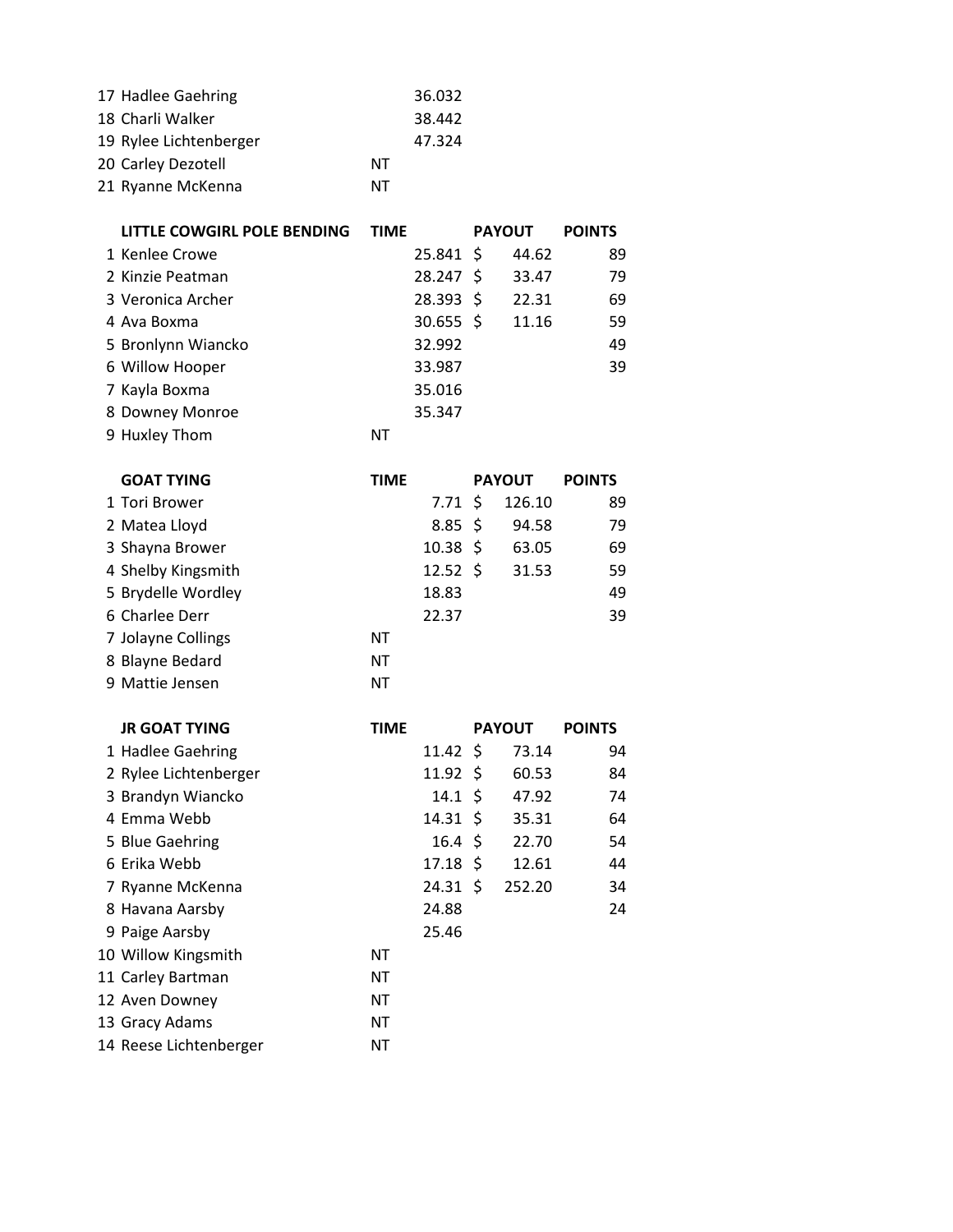| | | | | |
|---|---|---|---|---|
| 17 Hadlee Gaehring | | 36.032 | | |
| 18 Charli Walker | | 38.442 | | |
| 19 Rylee Lichtenberger | | 47.324 | | |
| 20 Carley Dezotell | NT | | | |
| 21 Ryanne McKenna | NT | | | |

| LITTLE COWGIRL POLE BENDING | TIME | | PAYOUT | POINTS |
|---|---|---|---|---|
| 1 Kenlee Crowe | | 25.841 | $ 44.62 | 89 |
| 2 Kinzie Peatman | | 28.247 | $ 33.47 | 79 |
| 3 Veronica Archer | | 28.393 | $ 22.31 | 69 |
| 4 Ava Boxma | | 30.655 | $ 11.16 | 59 |
| 5 Bronlynn Wiancko | | 32.992 | | 49 |
| 6 Willow Hooper | | 33.987 | | 39 |
| 7 Kayla Boxma | | 35.016 | | |
| 8 Downey Monroe | | 35.347 | | |
| 9 Huxley Thom | NT | | | |

| GOAT TYING | TIME | | PAYOUT | POINTS |
|---|---|---|---|---|
| 1 Tori Brower | | 7.71 | $ 126.10 | 89 |
| 2 Matea Lloyd | | 8.85 | $ 94.58 | 79 |
| 3 Shayna Brower | | 10.38 | $ 63.05 | 69 |
| 4 Shelby Kingsmith | | 12.52 | $ 31.53 | 59 |
| 5 Brydelle Wordley | | 18.83 | | 49 |
| 6 Charlee Derr | | 22.37 | | 39 |
| 7 Jolayne Collings | NT | | | |
| 8 Blayne Bedard | NT | | | |
| 9 Mattie Jensen | NT | | | |

| JR GOAT TYING | TIME | | PAYOUT | POINTS |
|---|---|---|---|---|
| 1 Hadlee Gaehring | | 11.42 | $ 73.14 | 94 |
| 2 Rylee Lichtenberger | | 11.92 | $ 60.53 | 84 |
| 3 Brandyn Wiancko | | 14.1 | $ 47.92 | 74 |
| 4 Emma Webb | | 14.31 | $ 35.31 | 64 |
| 5 Blue Gaehring | | 16.4 | $ 22.70 | 54 |
| 6 Erika Webb | | 17.18 | $ 12.61 | 44 |
| 7 Ryanne McKenna | | 24.31 | $ 252.20 | 34 |
| 8 Havana Aarsby | | 24.88 | | 24 |
| 9 Paige Aarsby | | 25.46 | | |
| 10 Willow Kingsmith | NT | | | |
| 11 Carley Bartman | NT | | | |
| 12 Aven Downey | NT | | | |
| 13 Gracy Adams | NT | | | |
| 14 Reese Lichtenberger | NT | | | |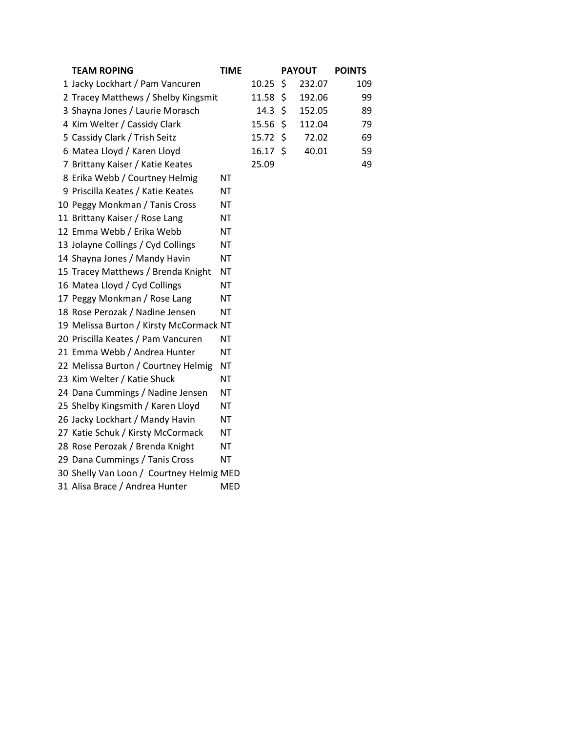| | TEAM ROPING | TIME | | PAYOUT | POINTS |
|---|---|---|---|---|---|
| 1 | Jacky Lockhart / Pam Vancuren | | 10.25 | $ 232.07 | 109 |
| 2 | Tracey Matthews / Shelby Kingsmit | | 11.58 | $ 192.06 | 99 |
| 3 | Shayna Jones / Laurie Morasch | | 14.3 | $ 152.05 | 89 |
| 4 | Kim Welter / Cassidy Clark | | 15.56 | $ 112.04 | 79 |
| 5 | Cassidy Clark / Trish Seitz | | 15.72 | $ 72.02 | 69 |
| 6 | Matea Lloyd / Karen Lloyd | | 16.17 | $ 40.01 | 59 |
| 7 | Brittany Kaiser / Katie Keates | | 25.09 | | 49 |
| 8 | Erika Webb / Courtney Helmig | NT | | | |
| 9 | Priscilla Keates / Katie Keates | NT | | | |
| 10 | Peggy Monkman / Tanis Cross | NT | | | |
| 11 | Brittany Kaiser / Rose Lang | NT | | | |
| 12 | Emma Webb / Erika Webb | NT | | | |
| 13 | Jolayne Collings / Cyd Collings | NT | | | |
| 14 | Shayna Jones / Mandy Havin | NT | | | |
| 15 | Tracey Matthews / Brenda Knight | NT | | | |
| 16 | Matea Lloyd / Cyd Collings | NT | | | |
| 17 | Peggy Monkman / Rose Lang | NT | | | |
| 18 | Rose Perozak / Nadine Jensen | NT | | | |
| 19 | Melissa Burton / Kirsty McCormack | NT | | | |
| 20 | Priscilla Keates / Pam Vancuren | NT | | | |
| 21 | Emma Webb / Andrea Hunter | NT | | | |
| 22 | Melissa Burton / Courtney Helmig | NT | | | |
| 23 | Kim Welter / Katie Shuck | NT | | | |
| 24 | Dana Cummings / Nadine Jensen | NT | | | |
| 25 | Shelby Kingsmith / Karen Lloyd | NT | | | |
| 26 | Jacky Lockhart / Mandy Havin | NT | | | |
| 27 | Katie Schuk / Kirsty McCormack | NT | | | |
| 28 | Rose Perozak / Brenda Knight | NT | | | |
| 29 | Dana Cummings / Tanis Cross | NT | | | |
| 30 | Shelly Van Loon / Courtney Helmig | MED | | | |
| 31 | Alisa Brace / Andrea Hunter | MED | | | |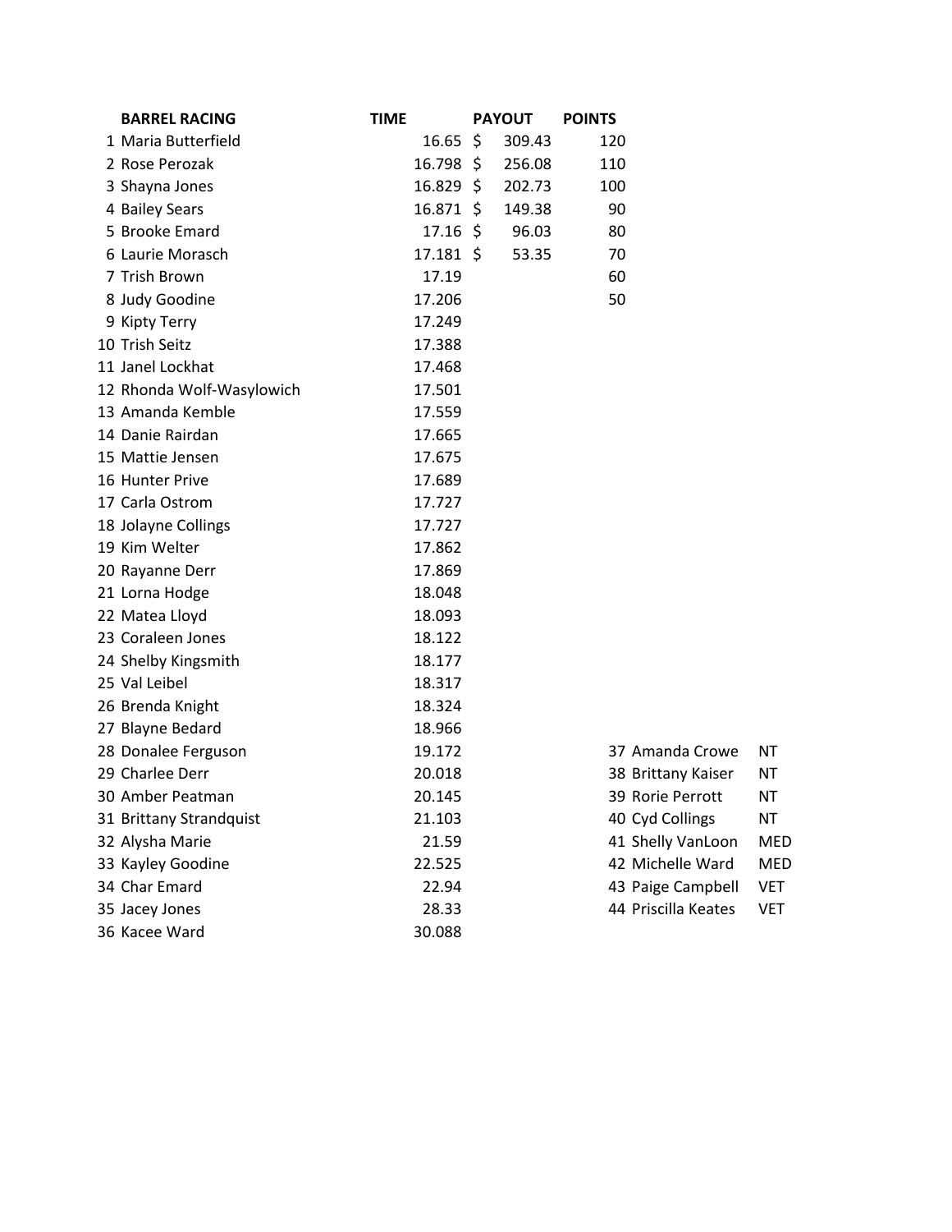| | BARREL RACING | TIME | PAYOUT | POINTS |
|---|---|---|---|---|
| 1 | Maria Butterfield | 16.65 | $ 309.43 | 120 |
| 2 | Rose Perozak | 16.798 | $ 256.08 | 110 |
| 3 | Shayna Jones | 16.829 | $ 202.73 | 100 |
| 4 | Bailey Sears | 16.871 | $ 149.38 | 90 |
| 5 | Brooke Emard | 17.16 | $ 96.03 | 80 |
| 6 | Laurie Morasch | 17.181 | $ 53.35 | 70 |
| 7 | Trish Brown | 17.19 | | 60 |
| 8 | Judy Goodine | 17.206 | | 50 |
| 9 | Kipty Terry | 17.249 | | |
| 10 | Trish Seitz | 17.388 | | |
| 11 | Janel Lockhat | 17.468 | | |
| 12 | Rhonda Wolf-Wasylowich | 17.501 | | |
| 13 | Amanda Kemble | 17.559 | | |
| 14 | Danie Rairdan | 17.665 | | |
| 15 | Mattie Jensen | 17.675 | | |
| 16 | Hunter Prive | 17.689 | | |
| 17 | Carla Ostrom | 17.727 | | |
| 18 | Jolayne Collings | 17.727 | | |
| 19 | Kim Welter | 17.862 | | |
| 20 | Rayanne Derr | 17.869 | | |
| 21 | Lorna Hodge | 18.048 | | |
| 22 | Matea Lloyd | 18.093 | | |
| 23 | Coraleen Jones | 18.122 | | |
| 24 | Shelby Kingsmith | 18.177 | | |
| 25 | Val Leibel | 18.317 | | |
| 26 | Brenda Knight | 18.324 | | |
| 27 | Blayne Bedard | 18.966 | | |
| 28 | Donalee Ferguson | 19.172 | | |
| 29 | Charlee Derr | 20.018 | | |
| 30 | Amber Peatman | 20.145 | | |
| 31 | Brittany Strandquist | 21.103 | | |
| 32 | Alysha Marie | 21.59 | | |
| 33 | Kayley Goodine | 22.525 | | |
| 34 | Char Emard | 22.94 | | |
| 35 | Jacey Jones | 28.33 | | |
| 36 | Kacee Ward | 30.088 | | |
| 37 | Amanda Crowe | NT | | |
| 38 | Brittany Kaiser | NT | | |
| 39 | Rorie Perrott | NT | | |
| 40 | Cyd Collings | NT | | |
| 41 | Shelly VanLoon | MED | | |
| 42 | Michelle Ward | MED | | |
| 43 | Paige Campbell | VET | | |
| 44 | Priscilla Keates | VET | | |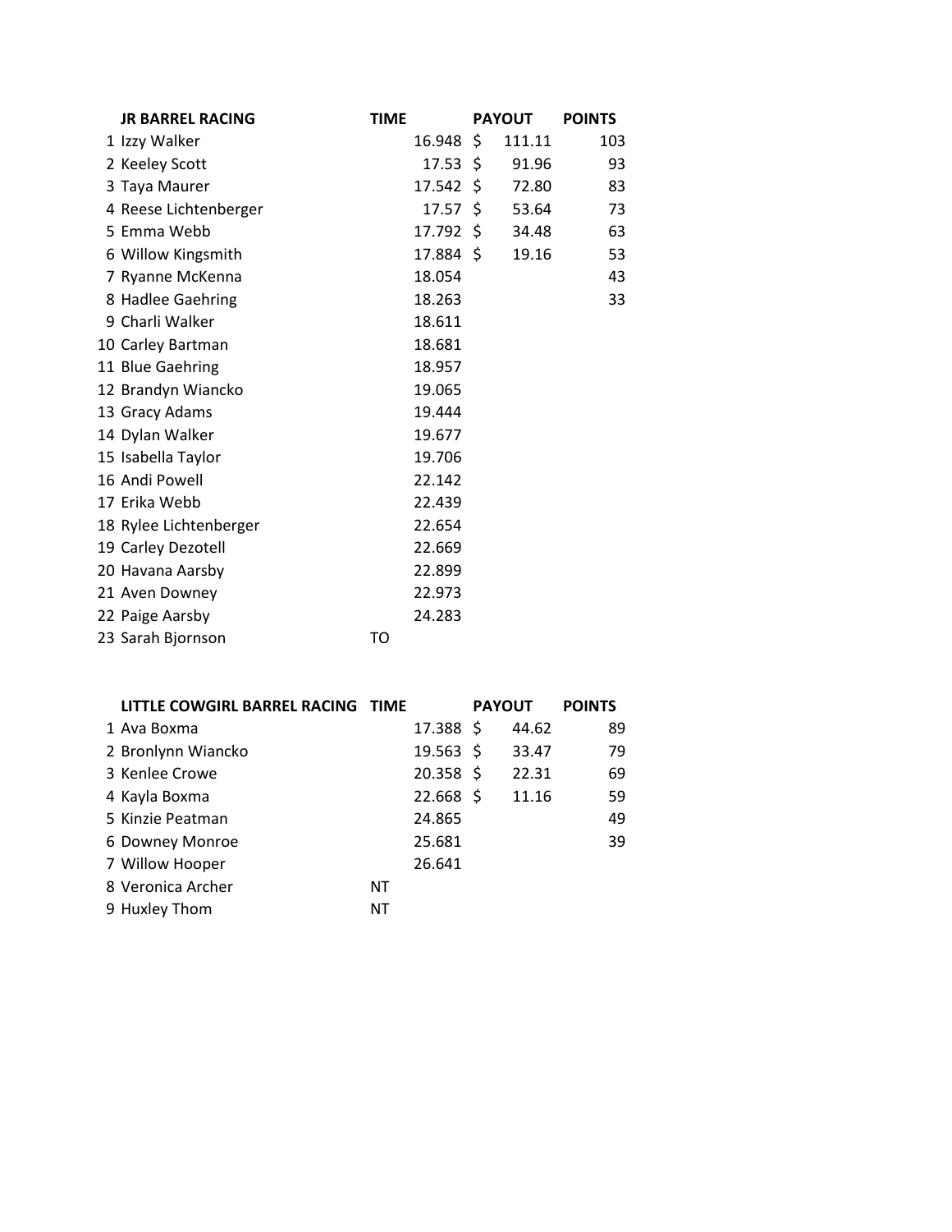| | JR BARREL RACING | TIME | PAYOUT | POINTS |
|---|---|---|---|---|
| 1 | Izzy Walker | 16.948 | $ 111.11 | 103 |
| 2 | Keeley Scott | 17.53 | $ 91.96 | 93 |
| 3 | Taya Maurer | 17.542 | $ 72.80 | 83 |
| 4 | Reese Lichtenberger | 17.57 | $ 53.64 | 73 |
| 5 | Emma Webb | 17.792 | $ 34.48 | 63 |
| 6 | Willow Kingsmith | 17.884 | $ 19.16 | 53 |
| 7 | Ryanne McKenna | 18.054 | | 43 |
| 8 | Hadlee Gaehring | 18.263 | | 33 |
| 9 | Charli Walker | 18.611 | | |
| 10 | Carley Bartman | 18.681 | | |
| 11 | Blue Gaehring | 18.957 | | |
| 12 | Brandyn Wiancko | 19.065 | | |
| 13 | Gracy Adams | 19.444 | | |
| 14 | Dylan Walker | 19.677 | | |
| 15 | Isabella Taylor | 19.706 | | |
| 16 | Andi Powell | 22.142 | | |
| 17 | Erika Webb | 22.439 | | |
| 18 | Rylee Lichtenberger | 22.654 | | |
| 19 | Carley Dezotell | 22.669 | | |
| 20 | Havana Aarsby | 22.899 | | |
| 21 | Aven Downey | 22.973 | | |
| 22 | Paige Aarsby | 24.283 | | |
| 23 | Sarah Bjornson | TO | | |

| | LITTLE COWGIRL BARREL RACING | TIME | PAYOUT | POINTS |
|---|---|---|---|---|
| 1 | Ava Boxma | 17.388 | $ 44.62 | 89 |
| 2 | Bronlynn Wiancko | 19.563 | $ 33.47 | 79 |
| 3 | Kenlee Crowe | 20.358 | $ 22.31 | 69 |
| 4 | Kayla Boxma | 22.668 | $ 11.16 | 59 |
| 5 | Kinzie Peatman | 24.865 | | 49 |
| 6 | Downey Monroe | 25.681 | | 39 |
| 7 | Willow Hooper | 26.641 | | |
| 8 | Veronica Archer | NT | | |
| 9 | Huxley Thom | NT | | |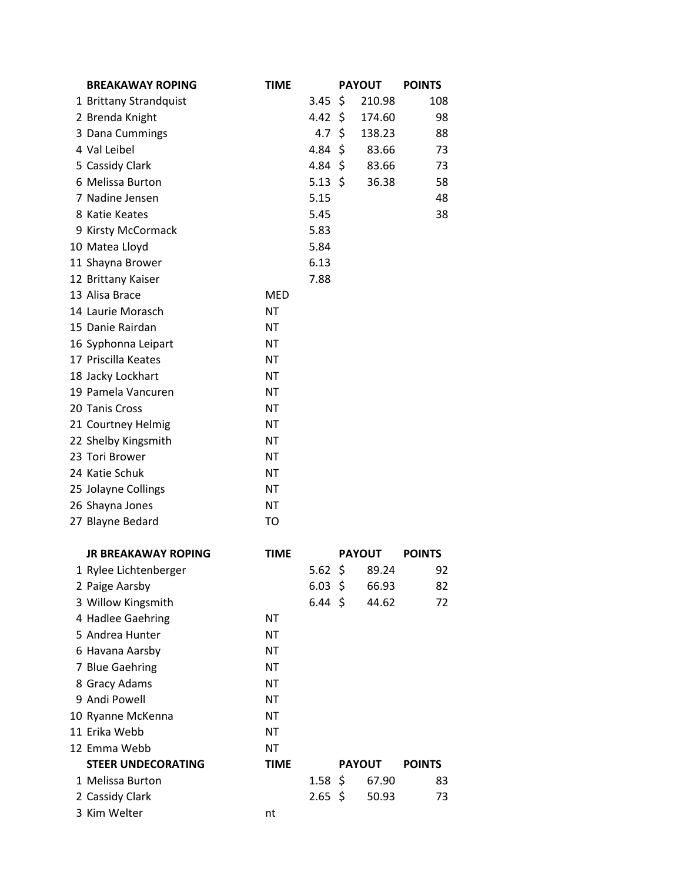| | BREAKAWAY ROPING | TIME | | PAYOUT | POINTS |
|---|---|---|---|---|---|
| 1 | Brittany Strandquist | | 3.45 | $ 210.98 | 108 |
| 2 | Brenda Knight | | 4.42 | $ 174.60 | 98 |
| 3 | Dana Cummings | | 4.7 | $ 138.23 | 88 |
| 4 | Val Leibel | | 4.84 | $ 83.66 | 73 |
| 5 | Cassidy Clark | | 4.84 | $ 83.66 | 73 |
| 6 | Melissa Burton | | 5.13 | $ 36.38 | 58 |
| 7 | Nadine Jensen | | 5.15 | | 48 |
| 8 | Katie Keates | | 5.45 | | 38 |
| 9 | Kirsty McCormack | | 5.83 | | |
| 10 | Matea Lloyd | | 5.84 | | |
| 11 | Shayna Brower | | 6.13 | | |
| 12 | Brittany Kaiser | | 7.88 | | |
| 13 | Alisa Brace | MED | | | |
| 14 | Laurie Morasch | NT | | | |
| 15 | Danie Rairdan | NT | | | |
| 16 | Syphonna Leipart | NT | | | |
| 17 | Priscilla Keates | NT | | | |
| 18 | Jacky Lockhart | NT | | | |
| 19 | Pamela Vancuren | NT | | | |
| 20 | Tanis Cross | NT | | | |
| 21 | Courtney Helmig | NT | | | |
| 22 | Shelby Kingsmith | NT | | | |
| 23 | Tori Brower | NT | | | |
| 24 | Katie Schuk | NT | | | |
| 25 | Jolayne Collings | NT | | | |
| 26 | Shayna Jones | NT | | | |
| 27 | Blayne Bedard | TO | | | |

| | JR BREAKAWAY ROPING | TIME | | PAYOUT | POINTS |
|---|---|---|---|---|---|
| 1 | Rylee Lichtenberger | | 5.62 | $ 89.24 | 92 |
| 2 | Paige Aarsby | | 6.03 | $ 66.93 | 82 |
| 3 | Willow Kingsmith | | 6.44 | $ 44.62 | 72 |
| 4 | Hadlee Gaehring | NT | | | |
| 5 | Andrea Hunter | NT | | | |
| 6 | Havana Aarsby | NT | | | |
| 7 | Blue Gaehring | NT | | | |
| 8 | Gracy Adams | NT | | | |
| 9 | Andi Powell | NT | | | |
| 10 | Ryanne McKenna | NT | | | |
| 11 | Erika Webb | NT | | | |
| 12 | Emma Webb | NT | | | |

| | STEER UNDECORATING | TIME | | PAYOUT | POINTS |
|---|---|---|---|---|---|
| 1 | Melissa Burton | | 1.58 | $ 67.90 | 83 |
| 2 | Cassidy Clark | | 2.65 | $ 50.93 | 73 |
| 3 | Kim Welter | nt | | | |